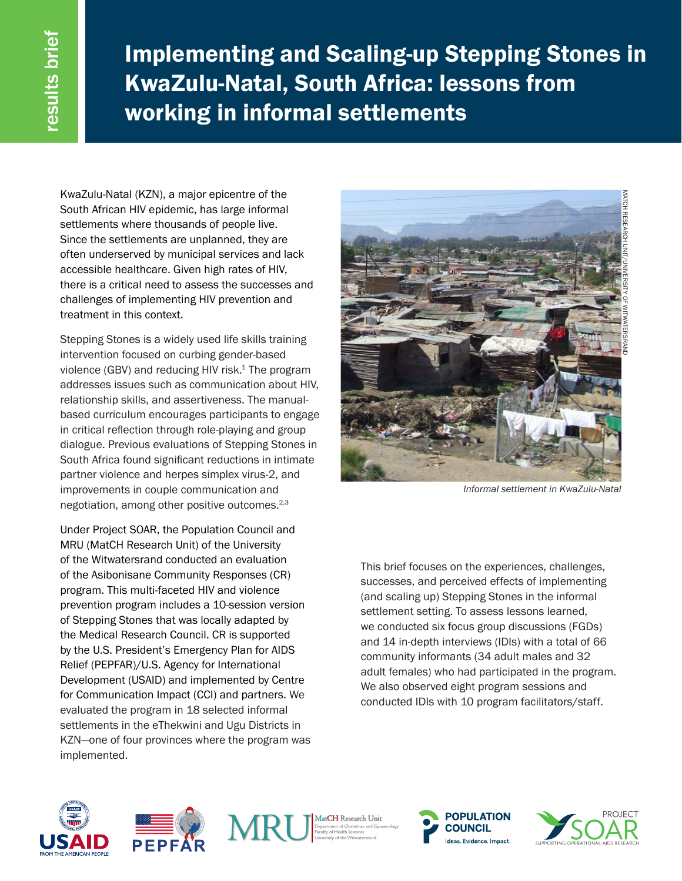results brief

# Implementing and Scaling-up Stepping Stones in KwaZulu-Natal, South Africa: lessons from working in informal settlements

KwaZulu-Natal (KZN), a major epicentre of the South African HIV epidemic, has large informal settlements where thousands of people live. Since the settlements are unplanned, they are often underserved by municipal services and lack accessible healthcare. Given high rates of HIV, there is a critical need to assess the successes and challenges of implementing HIV prevention and treatment in this context.

Stepping Stones is a widely used life skills training intervention focused on curbing gender-based violence (GBV) and reducing HIV risk.[1] The program addresses issues such as communication about HIV, relationship skills, and assertiveness. The manual-based curriculum encourages participants to engage in critical reflection through role-playing and group dialogue. Previous evaluations of Stepping Stones in South Africa found significant reductions in intimate partner violence and herpes simplex virus-2, and improvements in couple communication and negotiation, among other positive outcomes.[2,3]

Under Project SOAR, the Population Council and MRU (MatCH Research Unit) of the University of the Witwatersrand conducted an evaluation of the Asibonisane Community Responses (CR) program. This multi-faceted HIV and violence prevention program includes a 10-session version of Stepping Stones that was locally adapted by the Medical Research Council. CR is supported by the U.S. President's Emergency Plan for AIDS Relief (PEPFAR)/U.S. Agency for International Development (USAID) and implemented by Centre for Communication Impact (CCI) and partners. We evaluated the program in 18 selected informal settlements in the eThekwini and Ugu Districts in KZN—one of four provinces where the program was implemented.

MATCH RESEARCH UNIT/UNIVERSITY OF WITWATERSRAND

*Informal settlement in KwaZulu-Natal*

This brief focuses on the experiences, challenges, successes, and perceived effects of implementing (and scaling up) Stepping Stones in the informal settlement setting. To assess lessons learned, we conducted six focus group discussions (FGDs) and 14 in-depth interviews (IDIs) with a total of 66 community informants (34 adult males and 32 adult females) who had participated in the program. We also observed eight program sessions and conducted IDIs with 10 program facilitators/staff.

USAID FROM THE AMERICAN PEOPLE | PEPFAR | MRU MatCH Research Unit, Department of Obstetrics and Gynaecology, Faculty of Health Sciences, University of the Witwatersrand | POPULATION COUNCIL Ideas. Evidence. Impact. | PROJECT SOAR SUPPORTING OPERATIONAL AIDS RESEARCH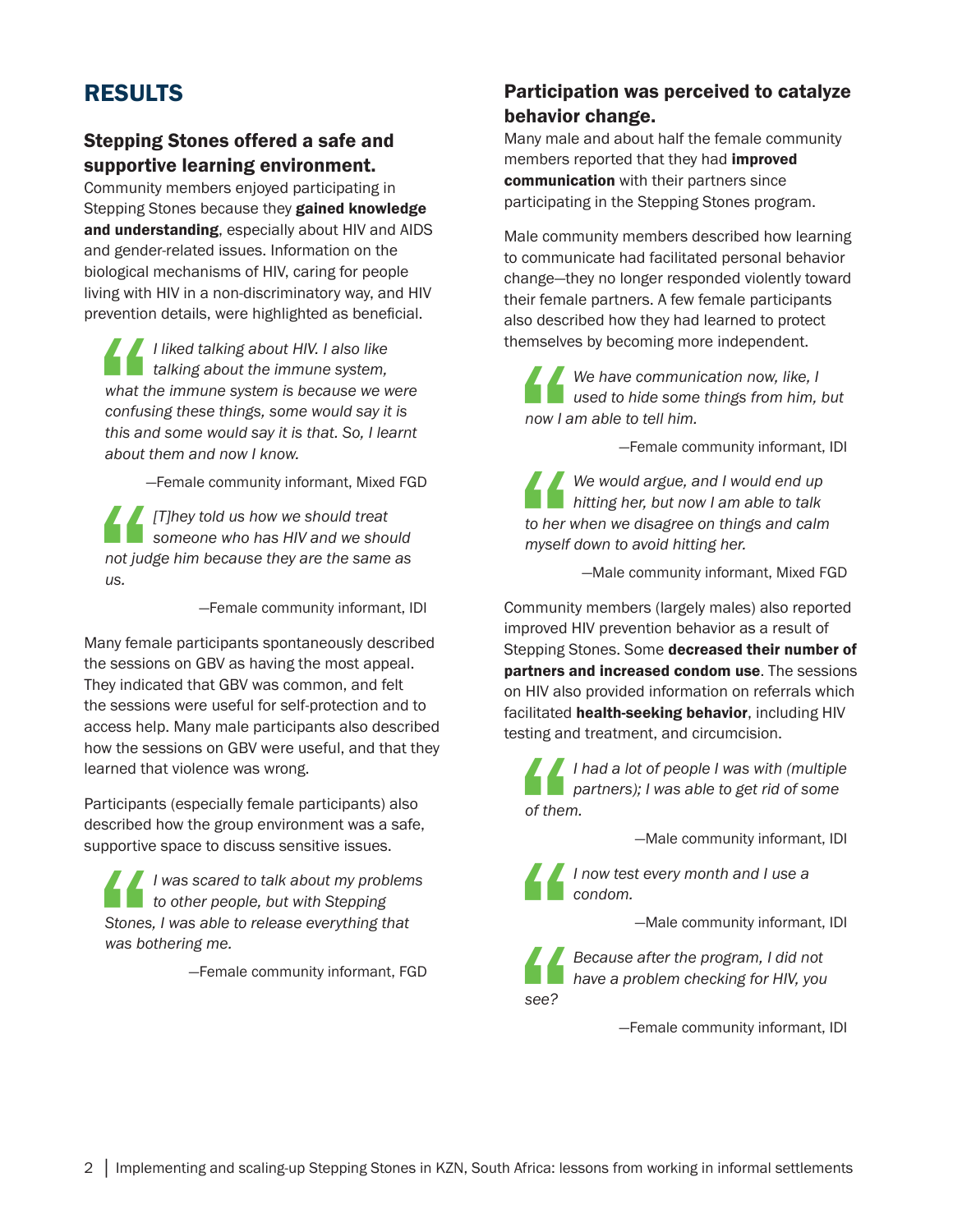# RESULTS

## Stepping Stones offered a safe and supportive learning environment.

Community members enjoyed participating in Stepping Stones because they **gained knowledge and understanding**, especially about HIV and AIDS and gender-related issues. Information on the biological mechanisms of HIV, caring for people living with HIV in a non-discriminatory way, and HIV prevention details, were highlighted as beneficial.

> *I liked talking about HIV. I also like talking about the immune system, what the immune system is because we were confusing these things, some would say it is this and some would say it is that. So, I learnt about them and now I know.*
>
> —Female community informant, Mixed FGD

> *[T]hey told us how we should treat someone who has HIV and we should not judge him because they are the same as us.*
>
> —Female community informant, IDI

Many female participants spontaneously described the sessions on GBV as having the most appeal. They indicated that GBV was common, and felt the sessions were useful for self-protection and to access help. Many male participants also described how the sessions on GBV were useful, and that they learned that violence was wrong.

Participants (especially female participants) also described how the group environment was a safe, supportive space to discuss sensitive issues.

> *I was scared to talk about my problems to other people, but with Stepping Stones, I was able to release everything that was bothering me.*
>
> —Female community informant, FGD

## Participation was perceived to catalyze behavior change.

Many male and about half the female community members reported that they had **improved communication** with their partners since participating in the Stepping Stones program.

Male community members described how learning to communicate had facilitated personal behavior change—they no longer responded violently toward their female partners. A few female participants also described how they had learned to protect themselves by becoming more independent.

> *We have communication now, like, I used to hide some things from him, but now I am able to tell him.*
>
> —Female community informant, IDI

> *We would argue, and I would end up hitting her, but now I am able to talk to her when we disagree on things and calm myself down to avoid hitting her.*
>
> —Male community informant, Mixed FGD

Community members (largely males) also reported improved HIV prevention behavior as a result of Stepping Stones. Some **decreased their number of partners and increased condom use**. The sessions on HIV also provided information on referrals which facilitated **health-seeking behavior**, including HIV testing and treatment, and circumcision.

> *I had a lot of people I was with (multiple partners); I was able to get rid of some of them.*
>
> —Male community informant, IDI

> *I now test every month and I use a condom.*
>
> —Male community informant, IDI

> *Because after the program, I did not have a problem checking for HIV, you see?*
>
> —Female community informant, IDI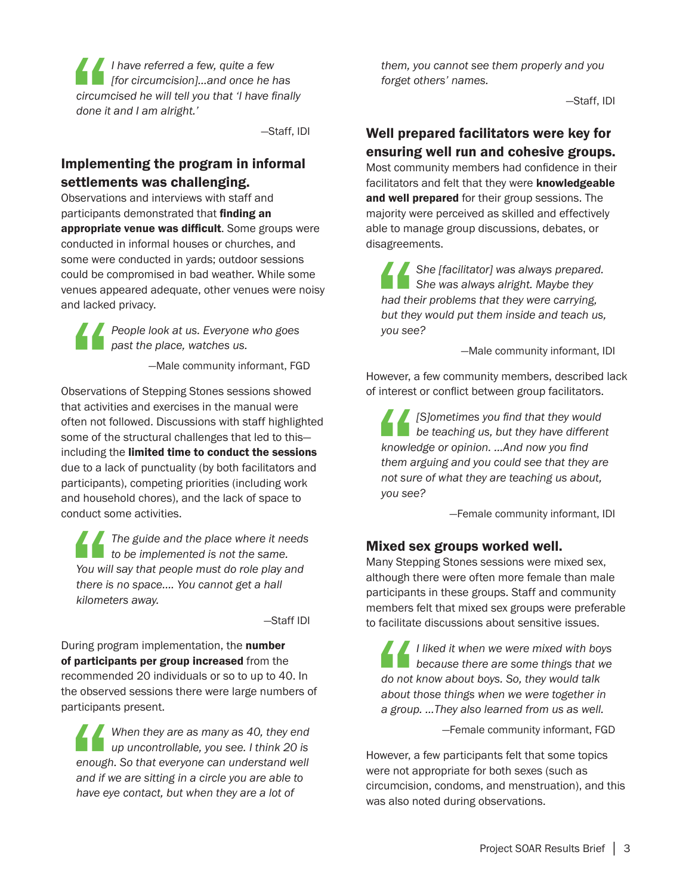> *I have referred a few, quite a few [for circumcision]...and once he has circumcised he will tell you that 'I have finally done it and I am alright.'*
>
> —Staff, IDI

### Implementing the program in informal settlements was challenging.

Observations and interviews with staff and participants demonstrated that **finding an appropriate venue was difficult**. Some groups were conducted in informal houses or churches, and some were conducted in yards; outdoor sessions could be compromised in bad weather. While some venues appeared adequate, other venues were noisy and lacked privacy.

> *People look at us. Everyone who goes past the place, watches us.*
>
> —Male community informant, FGD

Observations of Stepping Stones sessions showed that activities and exercises in the manual were often not followed. Discussions with staff highlighted some of the structural challenges that led to this—including the **limited time to conduct the sessions** due to a lack of punctuality (by both facilitators and participants), competing priorities (including work and household chores), and the lack of space to conduct some activities.

> *The guide and the place where it needs to be implemented is not the same. You will say that people must do role play and there is no space.... You cannot get a hall kilometers away.*
>
> —Staff IDI

During program implementation, the **number of participants per group increased** from the recommended 20 individuals or so to up to 40. In the observed sessions there were large numbers of participants present.

> *When they are as many as 40, they end up uncontrollable, you see. I think 20 is enough. So that everyone can understand well and if we are sitting in a circle you are able to have eye contact, but when they are a lot of them, you cannot see them properly and you forget others' names.*
>
> —Staff, IDI

### Well prepared facilitators were key for ensuring well run and cohesive groups.

Most community members had confidence in their facilitators and felt that they were **knowledgeable and well prepared** for their group sessions. The majority were perceived as skilled and effectively able to manage group discussions, debates, or disagreements.

> *She [facilitator] was always prepared. She was always alright. Maybe they had their problems that they were carrying, but they would put them inside and teach us, you see?*
>
> —Male community informant, IDI

However, a few community members, described lack of interest or conflict between group facilitators.

> *[S]ometimes you find that they would be teaching us, but they have different knowledge or opinion. ...And now you find them arguing and you could see that they are not sure of what they are teaching us about, you see?*
>
> —Female community informant, IDI

### Mixed sex groups worked well.

Many Stepping Stones sessions were mixed sex, although there were often more female than male participants in these groups. Staff and community members felt that mixed sex groups were preferable to facilitate discussions about sensitive issues.

> *I liked it when we were mixed with boys because there are some things that we do not know about boys. So, they would talk about those things when we were together in a group. ...They also learned from us as well.*
>
> —Female community informant, FGD

However, a few participants felt that some topics were not appropriate for both sexes (such as circumcision, condoms, and menstruation), and this was also noted during observations.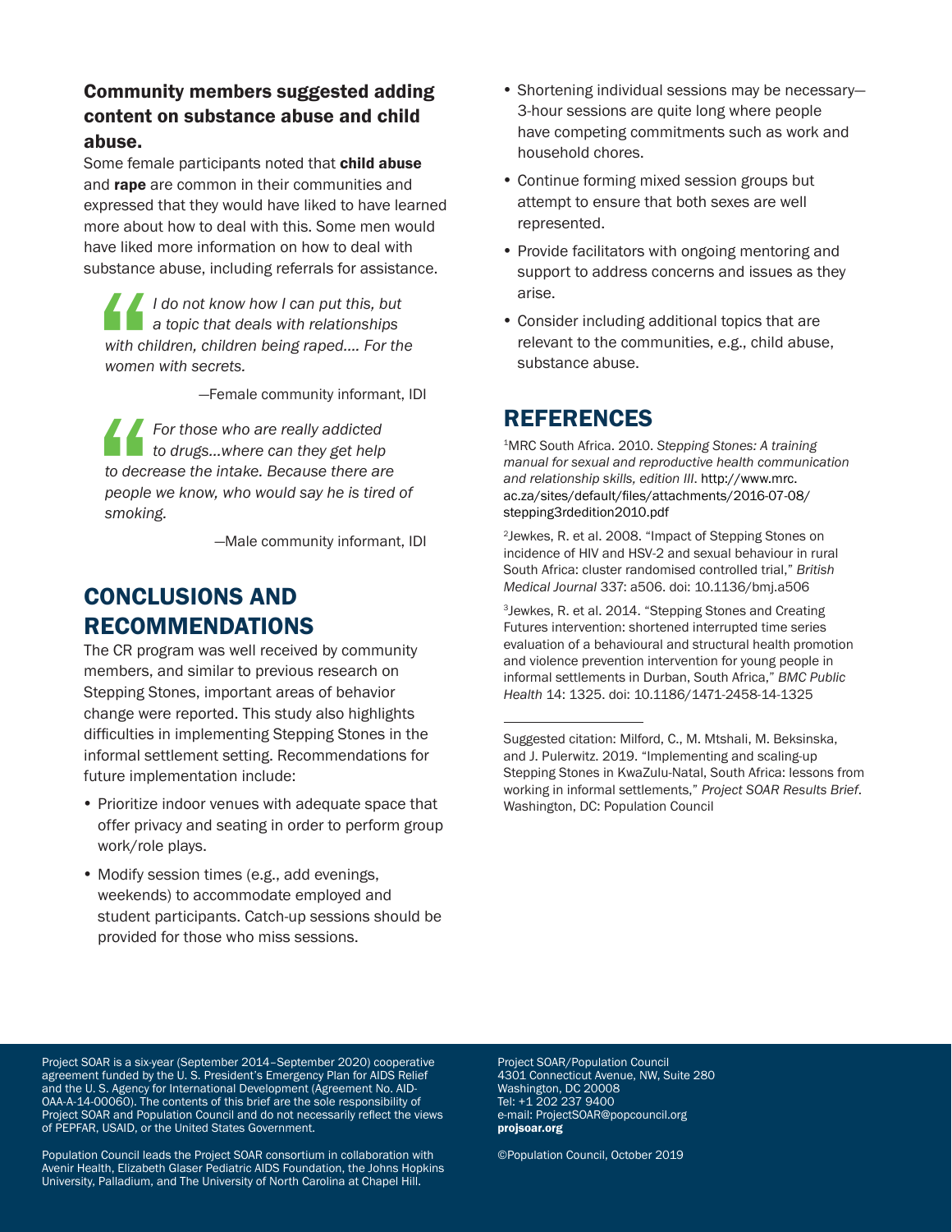### Community members suggested adding content on substance abuse and child abuse.

Some female participants noted that **child abuse** and **rape** are common in their communities and expressed that they would have liked to have learned more about how to deal with this. Some men would have liked more information on how to deal with substance abuse, including referrals for assistance.

> *I do not know how I can put this, but a topic that deals with relationships with children, children being raped.... For the women with secrets.*
>
> —Female community informant, IDI

> *For those who are really addicted to drugs...where can they get help to decrease the intake. Because there are people we know, who would say he is tired of smoking.*
>
> —Male community informant, IDI

## CONCLUSIONS AND RECOMMENDATIONS

The CR program was well received by community members, and similar to previous research on Stepping Stones, important areas of behavior change were reported. This study also highlights difficulties in implementing Stepping Stones in the informal settlement setting. Recommendations for future implementation include:

- Prioritize indoor venues with adequate space that offer privacy and seating in order to perform group work/role plays.
- Modify session times (e.g., add evenings, weekends) to accommodate employed and student participants. Catch-up sessions should be provided for those who miss sessions.
- Shortening individual sessions may be necessary—3-hour sessions are quite long where people have competing commitments such as work and household chores.
- Continue forming mixed session groups but attempt to ensure that both sexes are well represented.
- Provide facilitators with ongoing mentoring and support to address concerns and issues as they arise.
- Consider including additional topics that are relevant to the communities, e.g., child abuse, substance abuse.

## REFERENCES

[1]MRC South Africa. 2010. *Stepping Stones: A training manual for sexual and reproductive health communication and relationship skills, edition III*. http://www.mrc.ac.za/sites/default/files/attachments/2016-07-08/stepping3rdedition2010.pdf

[2]Jewkes, R. et al. 2008. "Impact of Stepping Stones on incidence of HIV and HSV-2 and sexual behaviour in rural South Africa: cluster randomised controlled trial," *British Medical Journal* 337: a506. doi: 10.1136/bmj.a506

[3]Jewkes, R. et al. 2014. "Stepping Stones and Creating Futures intervention: shortened interrupted time series evaluation of a behavioural and structural health promotion and violence prevention intervention for young people in informal settlements in Durban, South Africa," *BMC Public Health* 14: 1325. doi: 10.1186/1471-2458-14-1325

---

Suggested citation: Milford, C., M. Mtshali, M. Beksinska, and J. Pulerwitz. 2019. "Implementing and scaling-up Stepping Stones in KwaZulu-Natal, South Africa: lessons from working in informal settlements," *Project SOAR Results Brief*. Washington, DC: Population Council

Project SOAR is a six-year (September 2014–September 2020) cooperative agreement funded by the U. S. President's Emergency Plan for AIDS Relief and the U. S. Agency for International Development (Agreement No. AID-OAA-A-14-00060). The contents of this brief are the sole responsibility of Project SOAR and Population Council and do not necessarily reflect the views of PEPFAR, USAID, or the United States Government.

Population Council leads the Project SOAR consortium in collaboration with Avenir Health, Elizabeth Glaser Pediatric AIDS Foundation, the Johns Hopkins University, Palladium, and The University of North Carolina at Chapel Hill.

Project SOAR/Population Council
4301 Connecticut Avenue, NW, Suite 280
Washington, DC 20008
Tel: +1 202 237 9400
e-mail: ProjectSOAR@popcouncil.org
**projsoar.org**

©Population Council, October 2019